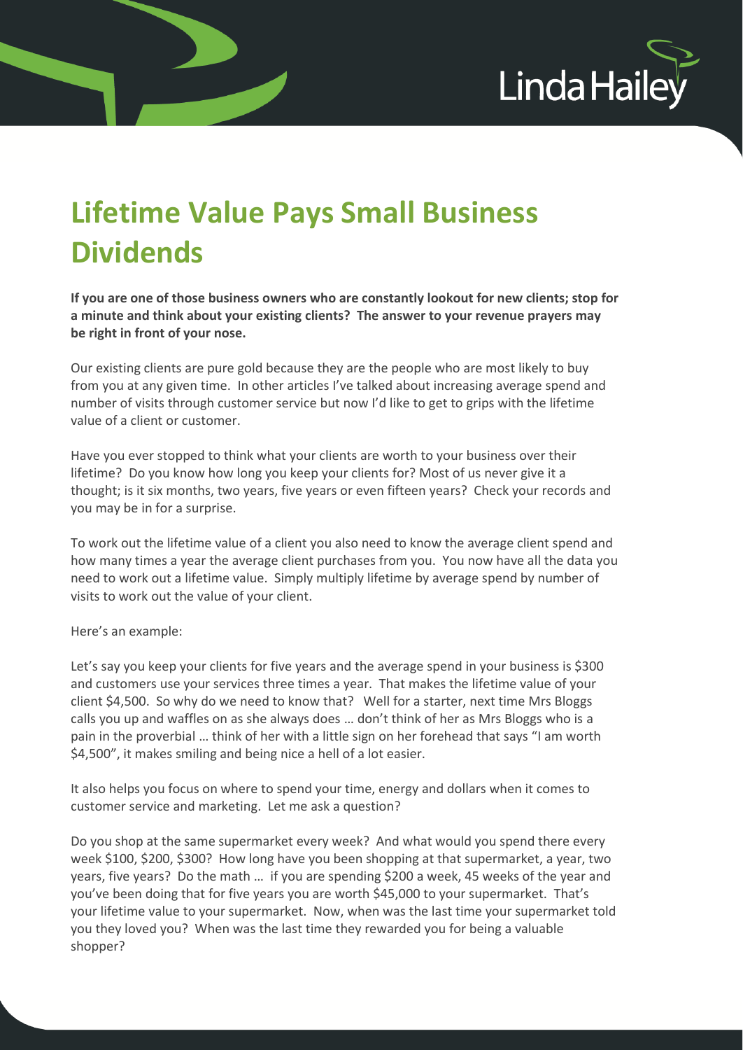# Lifetime Value Pays Small Business Dividends

**If you are one of those business owners who are constantly lookout for new clients; stop for a minute and think about your existing clients? The answer to your revenue prayers may be right in front of your nose.**

Our existing clients are pure gold because they are the people who are most likely to buy from you at any given time. In other articles I've talked about increasing average spend and number of visits through customer service but now I'd like to get to grips with the lifetime value of a client or customer.

Have you ever stopped to think what your clients are worth to your business over their lifetime? Do you know how long you keep your clients for? Most of us never give it a thought; is it six months, two years, five years or even fifteen years? Check your records and you may be in for a surprise.

To work out the lifetime value of a client you also need to know the average client spend and how many times a year the average client purchases from you. You now have all the data you need to work out a lifetime value. Simply multiply lifetime by average spend by number of visits to work out the value of your client.

Here's an example:

Let's say you keep your clients for five years and the average spend in your business is $300 and customers use your services three times a year. That makes the lifetime value of your client $4,500. So why do we need to know that? Well for a starter, next time Mrs Bloggs calls you up and waffles on as she always does … don't think of her as Mrs Bloggs who is a pain in the proverbial … think of her with a little sign on her forehead that says "I am worth $4,500", it makes smiling and being nice a hell of a lot easier.

It also helps you focus on where to spend your time, energy and dollars when it comes to customer service and marketing. Let me ask a question?

Do you shop at the same supermarket every week? And what would you spend there every week $100, $200, $300? How long have you been shopping at that supermarket, a year, two years, five years? Do the math … if you are spending $200 a week, 45 weeks of the year and you've been doing that for five years you are worth $45,000 to your supermarket. That's your lifetime value to your supermarket. Now, when was the last time your supermarket told you they loved you? When was the last time they rewarded you for being a valuable shopper?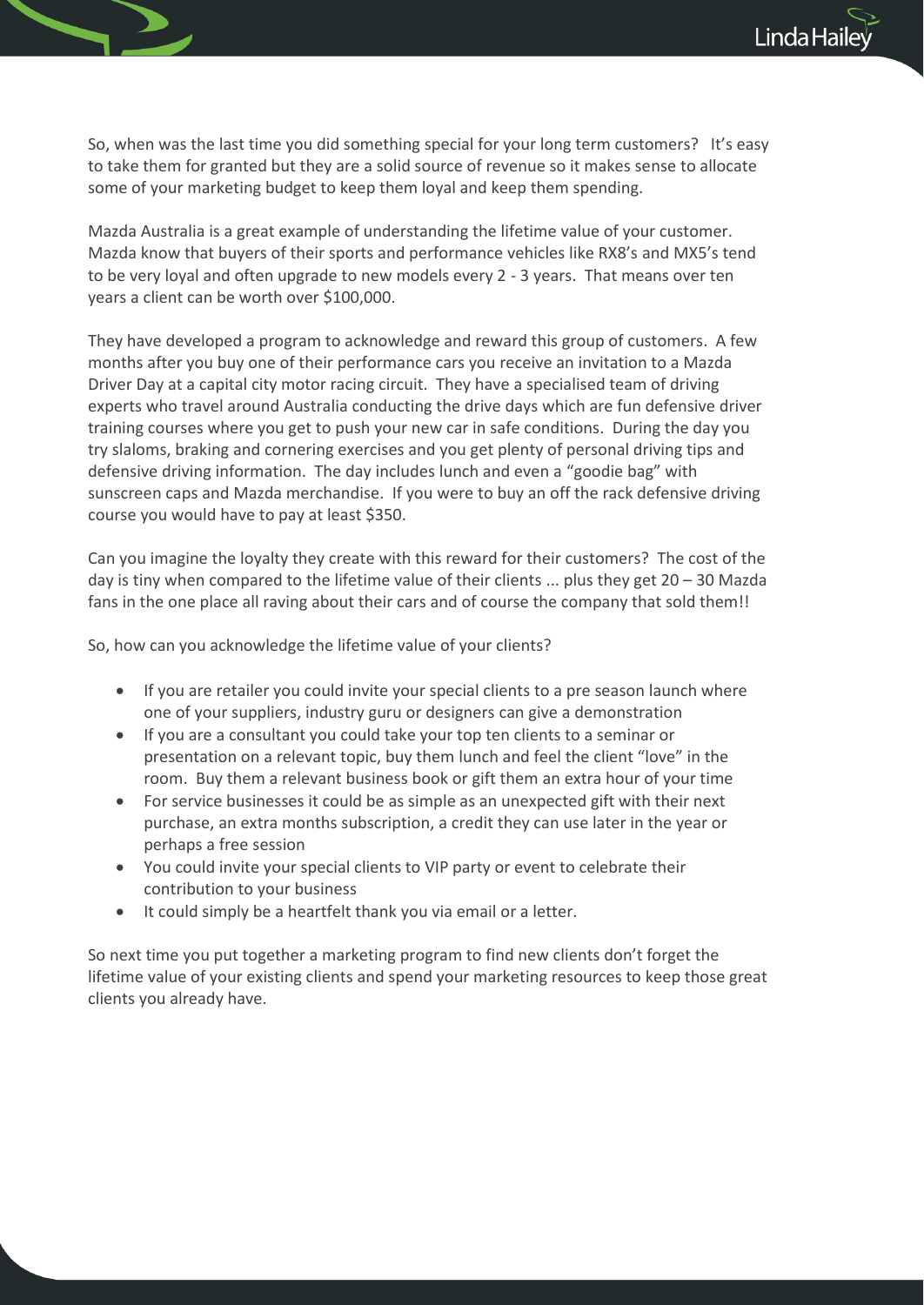So, when was the last time you did something special for your long term customers? It's easy to take them for granted but they are a solid source of revenue so it makes sense to allocate some of your marketing budget to keep them loyal and keep them spending.

Mazda Australia is a great example of understanding the lifetime value of your customer. Mazda know that buyers of their sports and performance vehicles like RX8's and MX5's tend to be very loyal and often upgrade to new models every 2 - 3 years. That means over ten years a client can be worth over $100,000.

They have developed a program to acknowledge and reward this group of customers. A few months after you buy one of their performance cars you receive an invitation to a Mazda Driver Day at a capital city motor racing circuit. They have a specialised team of driving experts who travel around Australia conducting the drive days which are fun defensive driver training courses where you get to push your new car in safe conditions. During the day you try slaloms, braking and cornering exercises and you get plenty of personal driving tips and defensive driving information. The day includes lunch and even a "goodie bag" with sunscreen caps and Mazda merchandise. If you were to buy an off the rack defensive driving course you would have to pay at least $350.

Can you imagine the loyalty they create with this reward for their customers? The cost of the day is tiny when compared to the lifetime value of their clients ... plus they get 20 – 30 Mazda fans in the one place all raving about their cars and of course the company that sold them!!

So, how can you acknowledge the lifetime value of your clients?

- If you are retailer you could invite your special clients to a pre season launch where one of your suppliers, industry guru or designers can give a demonstration
- If you are a consultant you could take your top ten clients to a seminar or presentation on a relevant topic, buy them lunch and feel the client "love" in the room. Buy them a relevant business book or gift them an extra hour of your time
- For service businesses it could be as simple as an unexpected gift with their next purchase, an extra months subscription, a credit they can use later in the year or perhaps a free session
- You could invite your special clients to VIP party or event to celebrate their contribution to your business
- It could simply be a heartfelt thank you via email or a letter.

So next time you put together a marketing program to find new clients don't forget the lifetime value of your existing clients and spend your marketing resources to keep those great clients you already have.